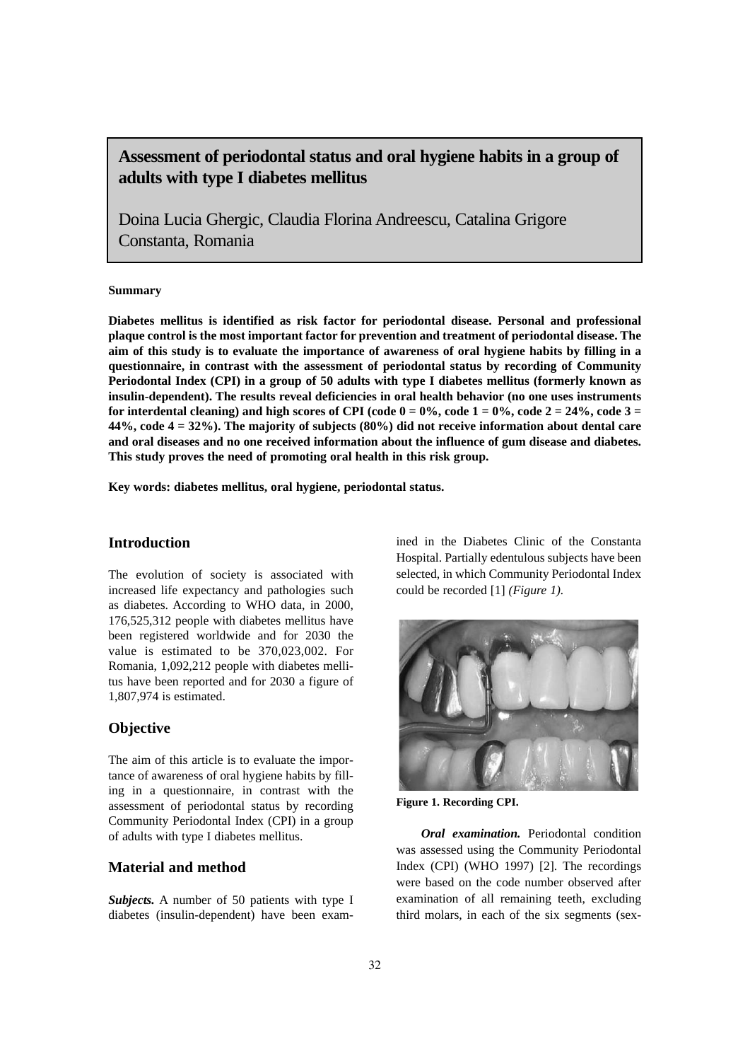# Assessment of periodontal status and oral hygiene habits in a group of adults with type I diabetes mellitus

Doina Lucia Ghergic, Claudia Florina Andreescu, Catalina Grigore
Constanta, Romania

**Summary**

**Diabetes mellitus is identified as risk factor for periodontal disease. Personal and professional plaque control is the most important factor for prevention and treatment of periodontal disease. The aim of this study is to evaluate the importance of awareness of oral hygiene habits by filling in a questionnaire, in contrast with the assessment of periodontal status by recording of Community Periodontal Index (CPI) in a group of 50 adults with type I diabetes mellitus (formerly known as insulin-dependent). The results reveal deficiencies in oral health behavior (no one uses instruments for interdental cleaning) and high scores of CPI (code 0 = 0%, code 1 = 0%, code 2 = 24%, code 3 = 44%, code 4 = 32%). The majority of subjects (80%) did not receive information about dental care and oral diseases and no one received information about the influence of gum disease and diabetes. This study proves the need of promoting oral health in this risk group.**

**Key words: diabetes mellitus, oral hygiene, periodontal status.**

## Introduction

The evolution of society is associated with increased life expectancy and pathologies such as diabetes. According to WHO data, in 2000, 176,525,312 people with diabetes mellitus have been registered worldwide and for 2030 the value is estimated to be 370,023,002. For Romania, 1,092,212 people with diabetes mellitus have been reported and for 2030 a figure of 1,807,974 is estimated.

## Objective

The aim of this article is to evaluate the importance of awareness of oral hygiene habits by filling in a questionnaire, in contrast with the assessment of periodontal status by recording Community Periodontal Index (CPI) in a group of adults with type I diabetes mellitus.

## Material and method

***Subjects.*** A number of 50 patients with type I diabetes (insulin-dependent) have been examined in the Diabetes Clinic of the Constanta Hospital. Partially edentulous subjects have been selected, in which Community Periodontal Index could be recorded [1] *(Figure 1)*.

**Figure 1. Recording CPI.**

***Oral examination.*** Periodontal condition was assessed using the Community Periodontal Index (CPI) (WHO 1997) [2]. The recordings were based on the code number observed after examination of all remaining teeth, excluding third molars, in each of the six segments (sex-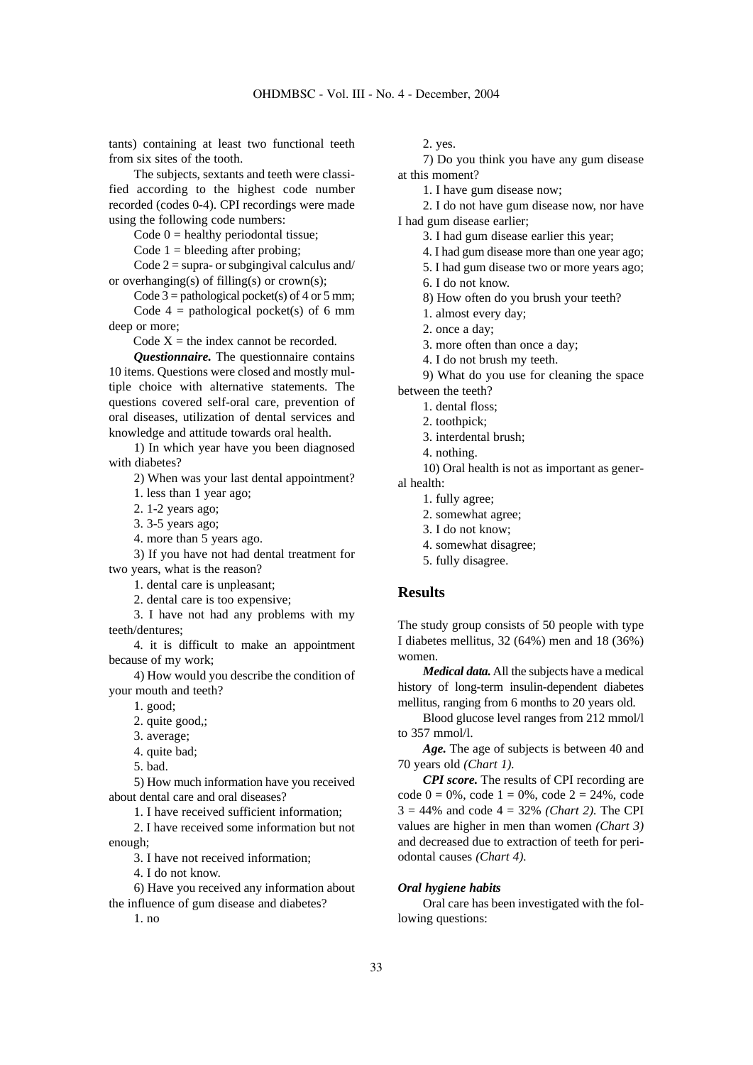tants) containing at least two functional teeth from six sites of the tooth.

The subjects, sextants and teeth were classified according to the highest code number recorded (codes 0-4). CPI recordings were made using the following code numbers:

Code 0 = healthy periodontal tissue;

Code 1 = bleeding after probing;

Code 2 = supra- or subgingival calculus and/or overhanging(s) of filling(s) or crown(s);

Code 3 = pathological pocket(s) of 4 or 5 mm;

Code 4 = pathological pocket(s) of 6 mm deep or more;

Code X = the index cannot be recorded.

***Questionnaire.*** The questionnaire contains 10 items. Questions were closed and mostly multiple choice with alternative statements. The questions covered self-oral care, prevention of oral diseases, utilization of dental services and knowledge and attitude towards oral health.

1) In which year have you been diagnosed with diabetes?

2) When was your last dental appointment?

1. less than 1 year ago;
2. 1-2 years ago;
3. 3-5 years ago;
4. more than 5 years ago.

3) If you have not had dental treatment for two years, what is the reason?

1. dental care is unpleasant;
2. dental care is too expensive;
3. I have not had any problems with my teeth/dentures;
4. it is difficult to make an appointment because of my work;

4) How would you describe the condition of your mouth and teeth?

1. good;
2. quite good,;
3. average;
4. quite bad;
5. bad.

5) How much information have you received about dental care and oral diseases?

1. I have received sufficient information;
2. I have received some information but not enough;
3. I have not received information;
4. I do not know.

6) Have you received any information about the influence of gum disease and diabetes?

1. no
2. yes.

7) Do you think you have any gum disease at this moment?

1. I have gum disease now;
2. I do not have gum disease now, nor have I had gum disease earlier;
3. I had gum disease earlier this year;
4. I had gum disease more than one year ago;
5. I had gum disease two or more years ago;
6. I do not know.

8) How often do you brush your teeth?

1. almost every day;
2. once a day;
3. more often than once a day;
4. I do not brush my teeth.

9) What do you use for cleaning the space between the teeth?

1. dental floss;
2. toothpick;
3. interdental brush;
4. nothing.

10) Oral health is not as important as general health:

1. fully agree;
2. somewhat agree;
3. I do not know;
4. somewhat disagree;
5. fully disagree.

## Results

The study group consists of 50 people with type I diabetes mellitus, 32 (64%) men and 18 (36%) women.

***Medical data.*** All the subjects have a medical history of long-term insulin-dependent diabetes mellitus, ranging from 6 months to 20 years old.

Blood glucose level ranges from 212 mmol/l to 357 mmol/l.

***Age.*** The age of subjects is between 40 and 70 years old *(Chart 1).*

***CPI score.*** The results of CPI recording are code 0 = 0%, code 1 = 0%, code 2 = 24%, code 3 = 44% and code 4 = 32% *(Chart 2).* The CPI values are higher in men than women *(Chart 3)* and decreased due to extraction of teeth for periodontal causes *(Chart 4).*

***Oral hygiene habits***

Oral care has been investigated with the following questions: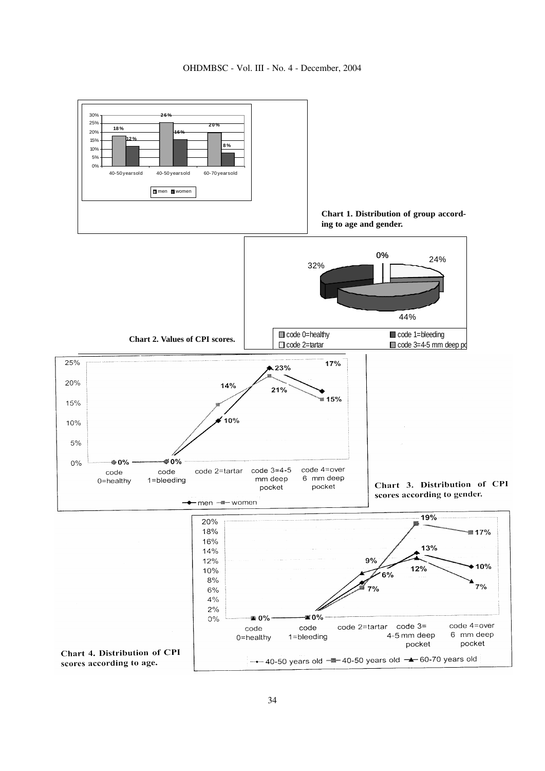Chart 1. Distribution of group according to age and gender.

Chart 2. Values of CPI scores.

Chart 3. Distribution of CPI scores according to gender.

Chart 4. Distribution of CPI scores according to age.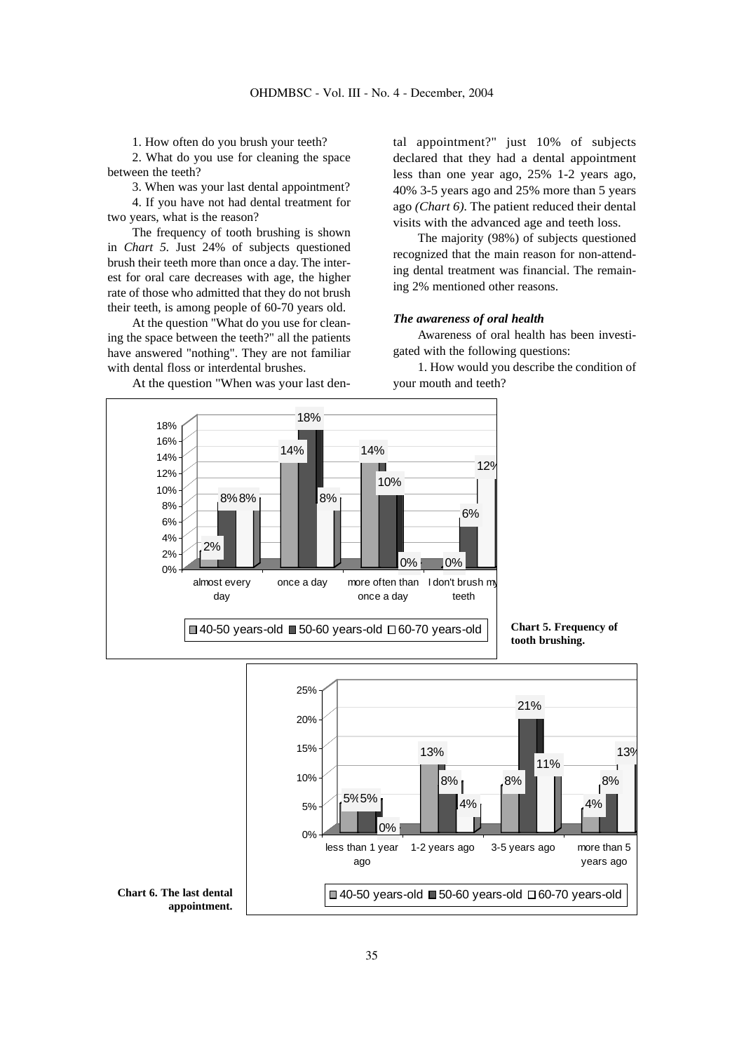1. How often do you brush your teeth?

2. What do you use for cleaning the space between the teeth?

3. When was your last dental appointment?

4. If you have not had dental treatment for two years, what is the reason?

The frequency of tooth brushing is shown in *Chart 5.* Just 24% of subjects questioned brush their teeth more than once a day. The interest for oral care decreases with age, the higher rate of those who admitted that they do not brush their teeth, is among people of 60-70 years old.

At the question "What do you use for cleaning the space between the teeth?" all the patients have answered "nothing". They are not familiar with dental floss or interdental brushes.

At the question "When was your last dental appointment?" just 10% of subjects declared that they had a dental appointment less than one year ago, 25% 1-2 years ago, 40% 3-5 years ago and 25% more than 5 years ago *(Chart 6).* The patient reduced their dental visits with the advanced age and teeth loss.

The majority (98%) of subjects questioned recognized that the main reason for non-attending dental treatment was financial. The remaining 2% mentioned other reasons.

***The awareness of oral health***

Awareness of oral health has been investigated with the following questions:

1. How would you describe the condition of your mouth and teeth?

| | almost every day | once a day | more often than once a day | I don't brush my teeth |
|---|---|---|---|---|
| 40-50 years-old | 2% | 14% | 14% | 0% |
| 50-60 years-old | 8% | 18% | 10% | 6% |
| 60-70 years-old | 8% | 8% | 0% | 12% |

**Chart 5. Frequency of tooth brushing.**

| | less than 1 year ago | 1-2 years ago | 3-5 years ago | more than 5 years ago |
|---|---|---|---|---|
| 40-50 years-old | 5% | 13% | 8% | 4% |
| 50-60 years-old | 5% | 8% | 21% | 8% |
| 60-70 years-old | 0% | 4% | 11% | 13% |

**Chart 6. The last dental appointment.**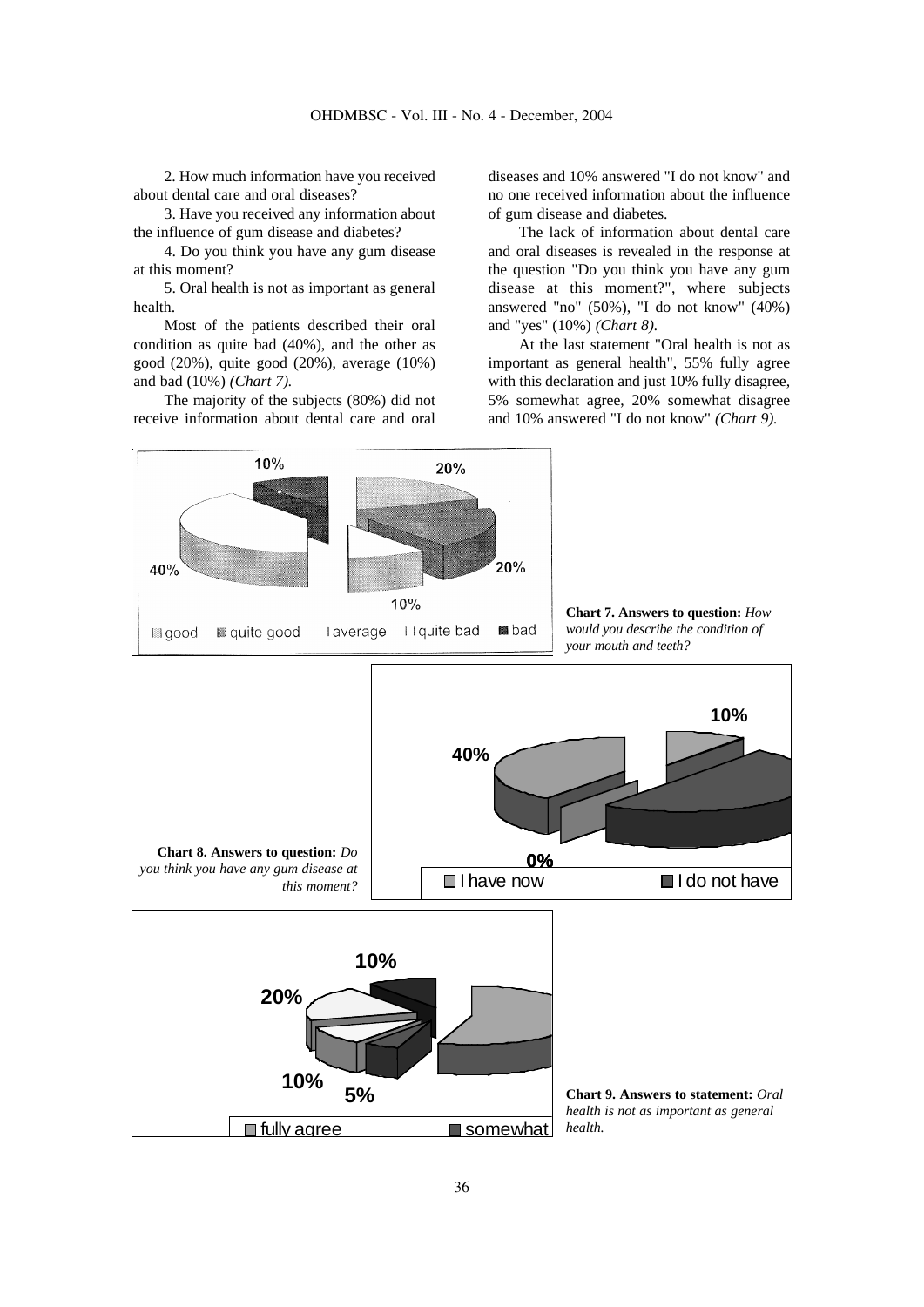2. How much information have you received about dental care and oral diseases?

3. Have you received any information about the influence of gum disease and diabetes?

4. Do you think you have any gum disease at this moment?

5. Oral health is not as important as general health.

Most of the patients described their oral condition as quite bad (40%), and the other as good (20%), quite good (20%), average (10%) and bad (10%) *(Chart 7).*

The majority of the subjects (80%) did not receive information about dental care and oral diseases and 10% answered "I do not know" and no one received information about the influence of gum disease and diabetes.

The lack of information about dental care and oral diseases is revealed in the response at the question "Do you think you have any gum disease at this moment?", where subjects answered "no" (50%), "I do not know" (40%) and "yes" (10%) *(Chart 8).*

At the last statement "Oral health is not as important as general health", 55% fully agree with this declaration and just 10% fully disagree, 5% somewhat agree, 20% somewhat disagree and 10% answered "I do not know" *(Chart 9).*

**Chart 7. Answers to question:** *How would you describe the condition of your mouth and teeth?*

**Chart 8. Answers to question:** *Do you think you have any gum disease at this moment?*

**Chart 9. Answers to statement:** *Oral health is not as important as general health.*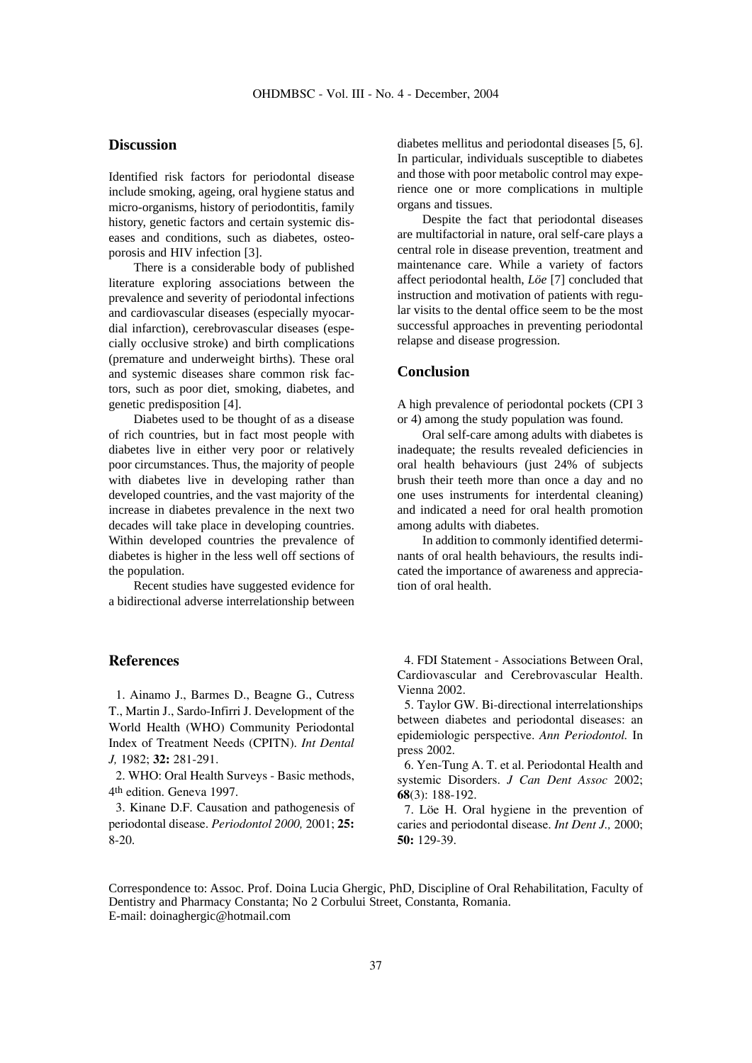## Discussion

Identified risk factors for periodontal disease include smoking, ageing, oral hygiene status and micro-organisms, history of periodontitis, family history, genetic factors and certain systemic diseases and conditions, such as diabetes, osteoporosis and HIV infection [3].

There is a considerable body of published literature exploring associations between the prevalence and severity of periodontal infections and cardiovascular diseases (especially myocardial infarction), cerebrovascular diseases (especially occlusive stroke) and birth complications (premature and underweight births). These oral and systemic diseases share common risk factors, such as poor diet, smoking, diabetes, and genetic predisposition [4].

Diabetes used to be thought of as a disease of rich countries, but in fact most people with diabetes live in either very poor or relatively poor circumstances. Thus, the majority of people with diabetes live in developing rather than developed countries, and the vast majority of the increase in diabetes prevalence in the next two decades will take place in developing countries. Within developed countries the prevalence of diabetes is higher in the less well off sections of the population.

Recent studies have suggested evidence for a bidirectional adverse interrelationship between diabetes mellitus and periodontal diseases [5, 6]. In particular, individuals susceptible to diabetes and those with poor metabolic control may experience one or more complications in multiple organs and tissues.

Despite the fact that periodontal diseases are multifactorial in nature, oral self-care plays a central role in disease prevention, treatment and maintenance care. While a variety of factors affect periodontal health, *Löe* [7] concluded that instruction and motivation of patients with regular visits to the dental office seem to be the most successful approaches in preventing periodontal relapse and disease progression.

## Conclusion

A high prevalence of periodontal pockets (CPI 3 or 4) among the study population was found.

Oral self-care among adults with diabetes is inadequate; the results revealed deficiencies in oral health behaviours (just 24% of subjects brush their teeth more than once a day and no one uses instruments for interdental cleaning) and indicated a need for oral health promotion among adults with diabetes.

In addition to commonly identified determinants of oral health behaviours, the results indicated the importance of awareness and appreciation of oral health.

## References

1. Ainamo J., Barmes D., Beagne G., Cutress T., Martin J., Sardo-Infirri J. Development of the World Health (WHO) Community Periodontal Index of Treatment Needs (CPITN). *Int Dental J,* 1982; **32:** 281-291.
2. WHO: Oral Health Surveys - Basic methods, 4th edition. Geneva 1997.
3. Kinane D.F. Causation and pathogenesis of periodontal disease. *Periodontol 2000,* 2001; **25:** 8-20.
4. FDI Statement - Associations Between Oral, Cardiovascular and Cerebrovascular Health. Vienna 2002.
5. Taylor GW. Bi-directional interrelationships between diabetes and periodontal diseases: an epidemiologic perspective. *Ann Periodontol.* In press 2002.
6. Yen-Tung A. T. et al. Periodontal Health and systemic Disorders. *J Can Dent Assoc* 2002; **68**(3): 188-192.
7. Löe H. Oral hygiene in the prevention of caries and periodontal disease. *Int Dent J.,* 2000; **50:** 129-39.

Correspondence to: Assoc. Prof. Doina Lucia Ghergic, PhD, Discipline of Oral Rehabilitation, Faculty of Dentistry and Pharmacy Constanta; No 2 Corbului Street, Constanta, Romania.
E-mail: doinaghergic@hotmail.com